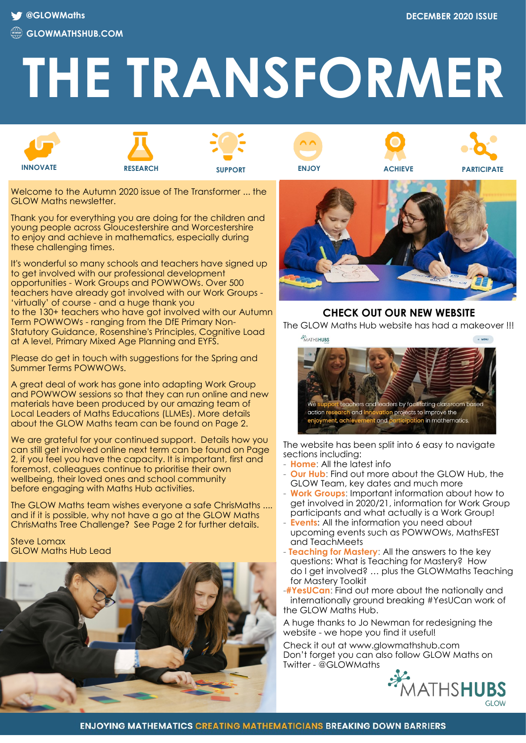@GLOWMaths

GLOWMATHSHUB.COM

DECEMBER 2020 ISSUE

# THE TRANSFORMER

INNOVATE RESEARCH SUPPORT ENJOY ACHIEVE PARTICIPATE

Welcome to the Autumn 2020 issue of The Transformer ... the GLOW Maths newsletter.

Thank you for everything you are doing for the children and young people across Gloucestershire and Worcestershire to enjoy and achieve in mathematics, especially during these challenging times.

It's wonderful so many schools and teachers have signed up to get involved with our professional development opportunities - Work Groups and POWWOWs. Over 500 teachers have already got involved with our Work Groups - 'virtually' of course - and a huge thank you to the 130+ teachers who have got involved with our Autumn Term POWWOWs - ranging from the DfE Primary Non-Statutory Guidance, Rosenshine's Principles, Cognitive Load at A level, Primary Mixed Age Planning and EYFS.

Please do get in touch with suggestions for the Spring and Summer Terms POWWOWs.

A great deal of work has gone into adapting Work Group and POWWOW sessions so that they can run online and new materials have been produced by our amazing team of Local Leaders of Maths Educations (LLMEs). More details about the GLOW Maths team can be found on Page 2.

We are grateful for your continued support. Details how you can still get involved online next term can be found on Page 2, if you feel you have the capacity. It is important, first and foremost, colleagues continue to prioritise their own wellbeing, their loved ones and school community before engaging with Maths Hub activities.

The GLOW Maths team wishes everyone a safe ChrisMaths .... and if it is possible, why not have a go at the GLOW Maths ChrisMaths Tree Challenge? See Page 2 for further details.

Steve Lomax
GLOW Maths Hub Lead

## CHECK OUT OUR NEW WEBSITE

The GLOW Maths Hub website has had a makeover !!!

We support teachers and leaders by facilitating classroom based action research and innovation projects to improve the enjoyment, achievement and participation in mathematics.

The website has been split into 6 easy to navigate sections including:

- **Home**: All the latest info
- **Our Hub**: Find out more about the GLOW Hub, the GLOW Team, key dates and much more
- **Work Groups**: Important information about how to get involved in 2020/21, information for Work Group participants and what actually is a Work Group!
- **Events**: All the information you need about upcoming events such as POWWOWs, MathsFEST and TeachMeets
- **Teaching for Mastery**: All the answers to the key questions: What is Teaching for Mastery? How do I get involved? ... plus the GLOWMaths Teaching for Mastery Toolkit
- **#YesUCan**: Find out more about the nationally and internationally ground breaking #YesUCan work of the GLOW Maths Hub.

A huge thanks to Jo Newman for redesigning the website - we hope you find it useful!

Check it out at www.glowmathshub.com
Don't forget you can also follow GLOW Maths on Twitter - @GLOWMaths

MATHSHUBS GLOW

ENJOYING MATHEMATICS CREATING MATHEMATICIANS BREAKING DOWN BARRIERS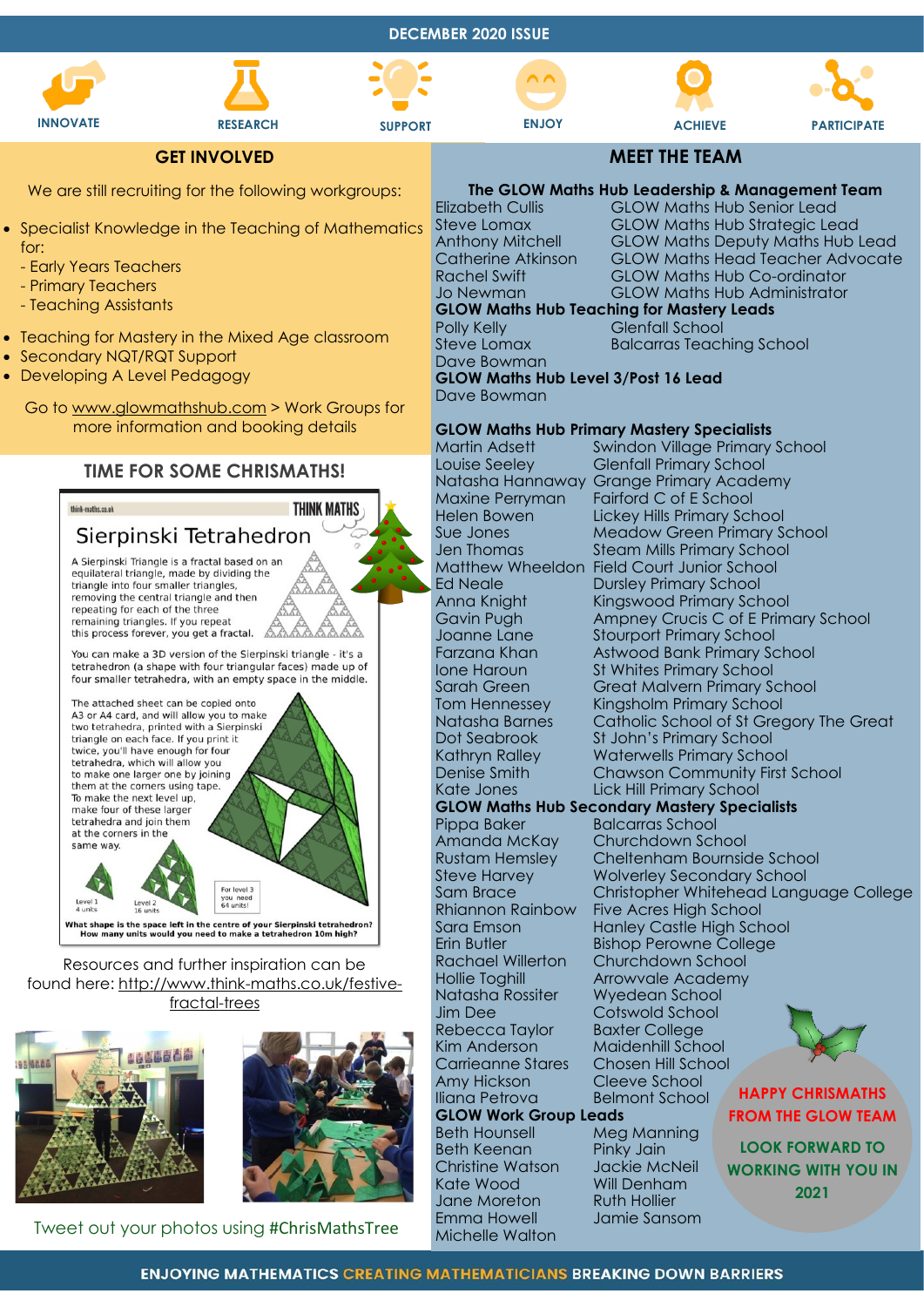DECEMBER 2020 ISSUE

INNOVATE RESEARCH SUPPORT ENJOY ACHIEVE PARTICIPATE

## GET INVOLVED

We are still recruiting for the following workgroups:

- Specialist Knowledge in the Teaching of Mathematics for:
  - Early Years Teachers
  - Primary Teachers
  - Teaching Assistants
- Teaching for Mastery in the Mixed Age classroom
- Secondary NQT/RQT Support
- Developing A Level Pedagogy

Go to www.glowmathshub.com > Work Groups for more information and booking details

## TIME FOR SOME CHRISMATHS!

think-maths.co.uk THINK MATHS

### Sierpinski Tetrahedron

A Sierpinski Triangle is a fractal based on an equilateral triangle, made by dividing the triangle into four smaller triangles, removing the central triangle and then repeating for each of the three remaining triangles. If you repeat this process forever, you get a fractal.

You can make a 3D version of the Sierpinski triangle - it's a tetrahedron (a shape with four triangular faces) made up of four smaller tetrahedra, with an empty space in the middle.

The attached sheet can be copied onto A3 or A4 card, and will allow you to make two tetrahedra, printed with a Sierpinski triangle on each face. If you print it twice, you'll have enough for four tetrahedra, which will allow you to make one larger one by joining them at the corners using tape. To make the next level up, make four of these larger tetrahedra and join them at the corners in the same way.

Level 1 4 units

Level 2 16 units

For level 3 you need 64 units!

What shape is the space left in the centre of your Sierpinski tetrahedron? How many units would you need to make a tetrahedron 10m high?

Resources and further inspiration can be found here: http://www.think-maths.co.uk/festive-fractal-trees

Tweet out your photos using #ChrisMathsTree

## MEET THE TEAM

**The GLOW Maths Hub Leadership & Management Team**

| | |
|---|---|
| Elizabeth Cullis | GLOW Maths Hub Senior Lead |
| Steve Lomax | GLOW Maths Hub Strategic Lead |
| Anthony Mitchell | GLOW Maths Deputy Maths Hub Lead |
| Catherine Atkinson | GLOW Maths Head Teacher Advocate |
| Rachel Swift | GLOW Maths Hub Co-ordinator |
| Jo Newman | GLOW Maths Hub Administrator |

**GLOW Maths Hub Teaching for Mastery Leads**

| | |
|---|---|
| Polly Kelly | Glenfall School |
| Steve Lomax | Balcarras Teaching School |
| Dave Bowman | |

**GLOW Maths Hub Level 3/Post 16 Lead**

Dave Bowman

**GLOW Maths Hub Primary Mastery Specialists**

| | |
|---|---|
| Martin Adsett | Swindon Village Primary School |
| Louise Seeley | Glenfall Primary School |
| Natasha Hannaway | Grange Primary Academy |
| Maxine Perryman | Fairford C of E School |
| Helen Bowen | Lickey Hills Primary School |
| Sue Jones | Meadow Green Primary School |
| Jen Thomas | Steam Mills Primary School |
| Matthew Wheeldon | Field Court Junior School |
| Ed Neale | Dursley Primary School |
| Anna Knight | Kingswood Primary School |
| Gavin Pugh | Ampney Crucis C of E Primary School |
| Joanne Lane | Stourport Primary School |
| Farzana Khan | Astwood Bank Primary School |
| Ione Haroun | St Whites Primary School |
| Sarah Green | Great Malvern Primary School |
| Tom Hennessey | Kingsholm Primary School |
| Natasha Barnes | Catholic School of St Gregory The Great |
| Dot Seabrook | St John's Primary School |
| Kathryn Ralley | Waterwells Primary School |
| Denise Smith | Chawson Community First School |
| Kate Jones | Lick Hill Primary School |

**GLOW Maths Hub Secondary Mastery Specialists**

| | |
|---|---|
| Pippa Baker | Balcarras School |
| Amanda McKay | Churchdown School |
| Rustam Hemsley | Cheltenham Bournside School |
| Steve Harvey | Wolverley Secondary School |
| Sam Brace | Christopher Whitehead Language College |
| Rhiannon Rainbow | Five Acres High School |
| Sara Emson | Hanley Castle High School |
| Erin Butler | Bishop Perowne College |
| Rachael Willerton | Churchdown School |
| Hollie Toghill | Arrowvale Academy |
| Natasha Rossiter | Wyedean School |
| Jim Dee | Cotswold School |
| Rebecca Taylor | Baxter College |
| Kim Anderson | Maidenhill School |
| Carrieanne Stares | Chosen Hill School |
| Amy Hickson | Cleeve School |
| Iliana Petrova | Belmont School |

**GLOW Work Group Leads**

| | |
|---|---|
| Beth Hounsell | Meg Manning |
| Beth Keenan | Pinky Jain |
| Christine Watson | Jackie McNeil |
| Kate Wood | Will Denham |
| Jane Moreton | Ruth Hollier |
| Emma Howell | Jamie Sansom |
| Michelle Walton | |

HAPPY CHRISMATHS FROM THE GLOW TEAM

LOOK FORWARD TO WORKING WITH YOU IN 2021

ENJOYING MATHEMATICS CREATING MATHEMATICIANS BREAKING DOWN BARRIERS